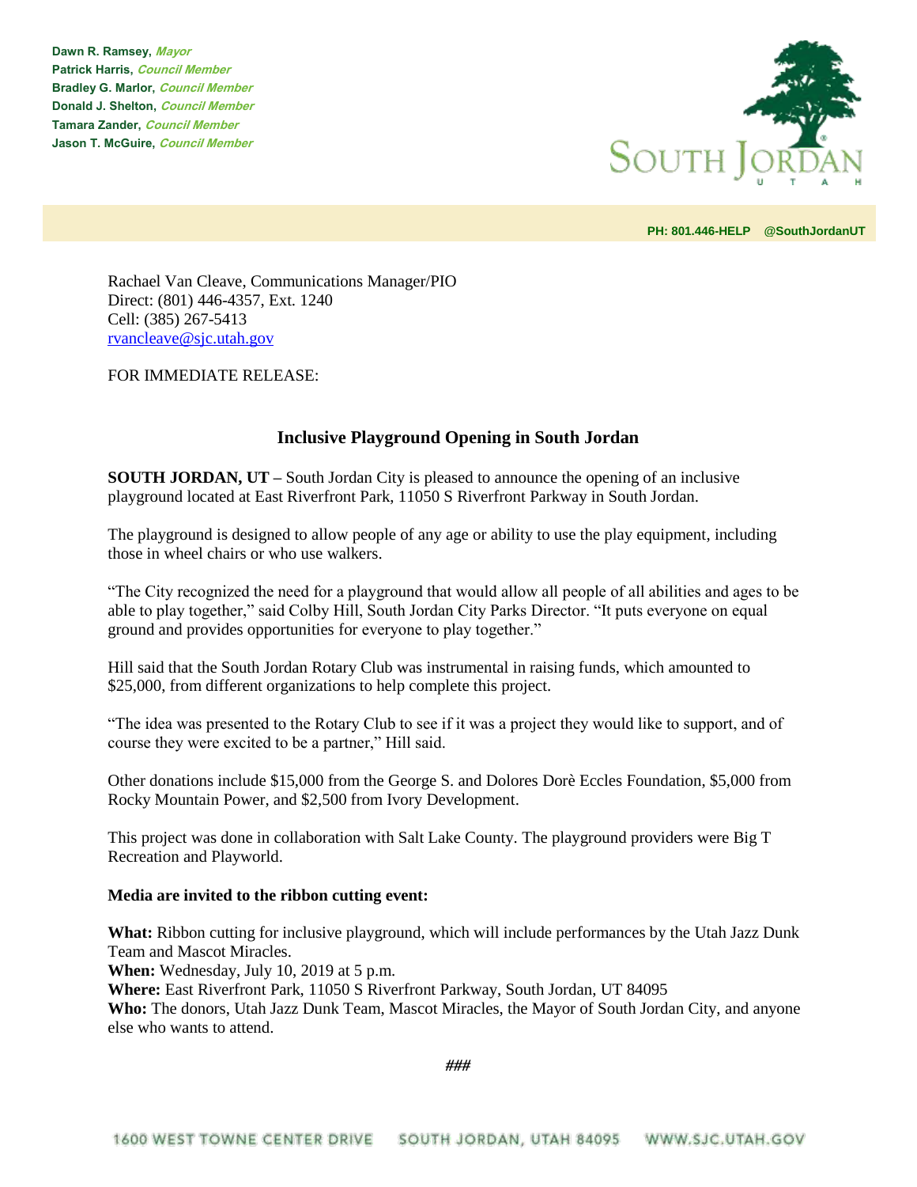**Dawn R. Ramsey**, *Mayor*
**Patrick Harris**, *Council Member*
**Bradley G. Marlor**, *Council Member*
**Donald J. Shelton**, *Council Member*
**Tamara Zander**, *Council Member*
**Jason T. McGuire**, *Council Member*

SOUTH JORDAN
UTAH

**PH: 801.446-HELP @SouthJordanUT**

Rachael Van Cleave, Communications Manager/PIO
Direct: (801) 446-4357, Ext. 1240
Cell: (385) 267-5413
rvancleave@sjc.utah.gov

FOR IMMEDIATE RELEASE:

## Inclusive Playground Opening in South Jordan

**SOUTH JORDAN, UT –** South Jordan City is pleased to announce the opening of an inclusive playground located at East Riverfront Park, 11050 S Riverfront Parkway in South Jordan.

The playground is designed to allow people of any age or ability to use the play equipment, including those in wheel chairs or who use walkers.

"The City recognized the need for a playground that would allow all people of all abilities and ages to be able to play together," said Colby Hill, South Jordan City Parks Director. "It puts everyone on equal ground and provides opportunities for everyone to play together."

Hill said that the South Jordan Rotary Club was instrumental in raising funds, which amounted to $25,000, from different organizations to help complete this project.

"The idea was presented to the Rotary Club to see if it was a project they would like to support, and of course they were excited to be a partner," Hill said.

Other donations include $15,000 from the George S. and Dolores Dorè Eccles Foundation, $5,000 from Rocky Mountain Power, and $2,500 from Ivory Development.

This project was done in collaboration with Salt Lake County. The playground providers were Big T Recreation and Playworld.

**Media are invited to the ribbon cutting event:**

**What:** Ribbon cutting for inclusive playground, which will include performances by the Utah Jazz Dunk Team and Mascot Miracles.
**When:** Wednesday, July 10, 2019 at 5 p.m.
**Where:** East Riverfront Park, 11050 S Riverfront Parkway, South Jordan, UT 84095
**Who:** The donors, Utah Jazz Dunk Team, Mascot Miracles, the Mayor of South Jordan City, and anyone else who wants to attend.

***###***

1600 WEST TOWNE CENTER DRIVE SOUTH JORDAN, UTAH 84095 WWW.SJC.UTAH.GOV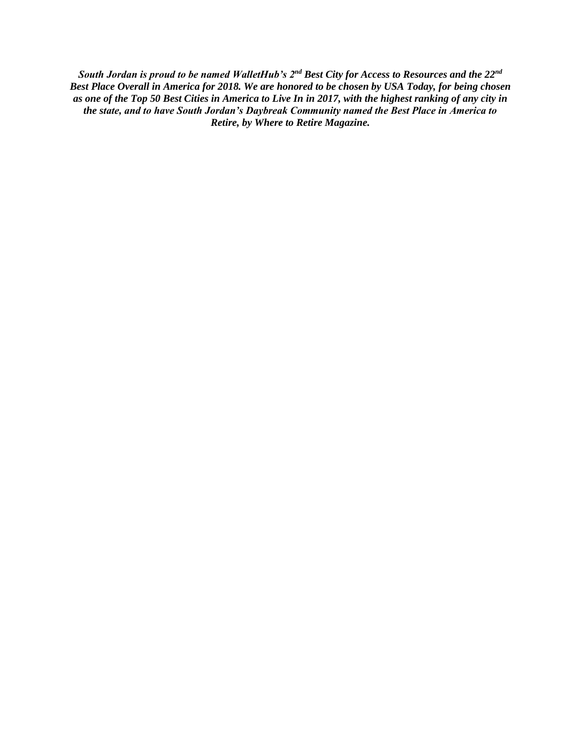***South Jordan is proud to be named WalletHub's 2nd Best City for Access to Resources and the 22nd Best Place Overall in America for 2018. We are honored to be chosen by USA Today, for being chosen as one of the Top 50 Best Cities in America to Live In in 2017, with the highest ranking of any city in the state, and to have South Jordan's Daybreak Community named the Best Place in America to Retire, by Where to Retire Magazine.***